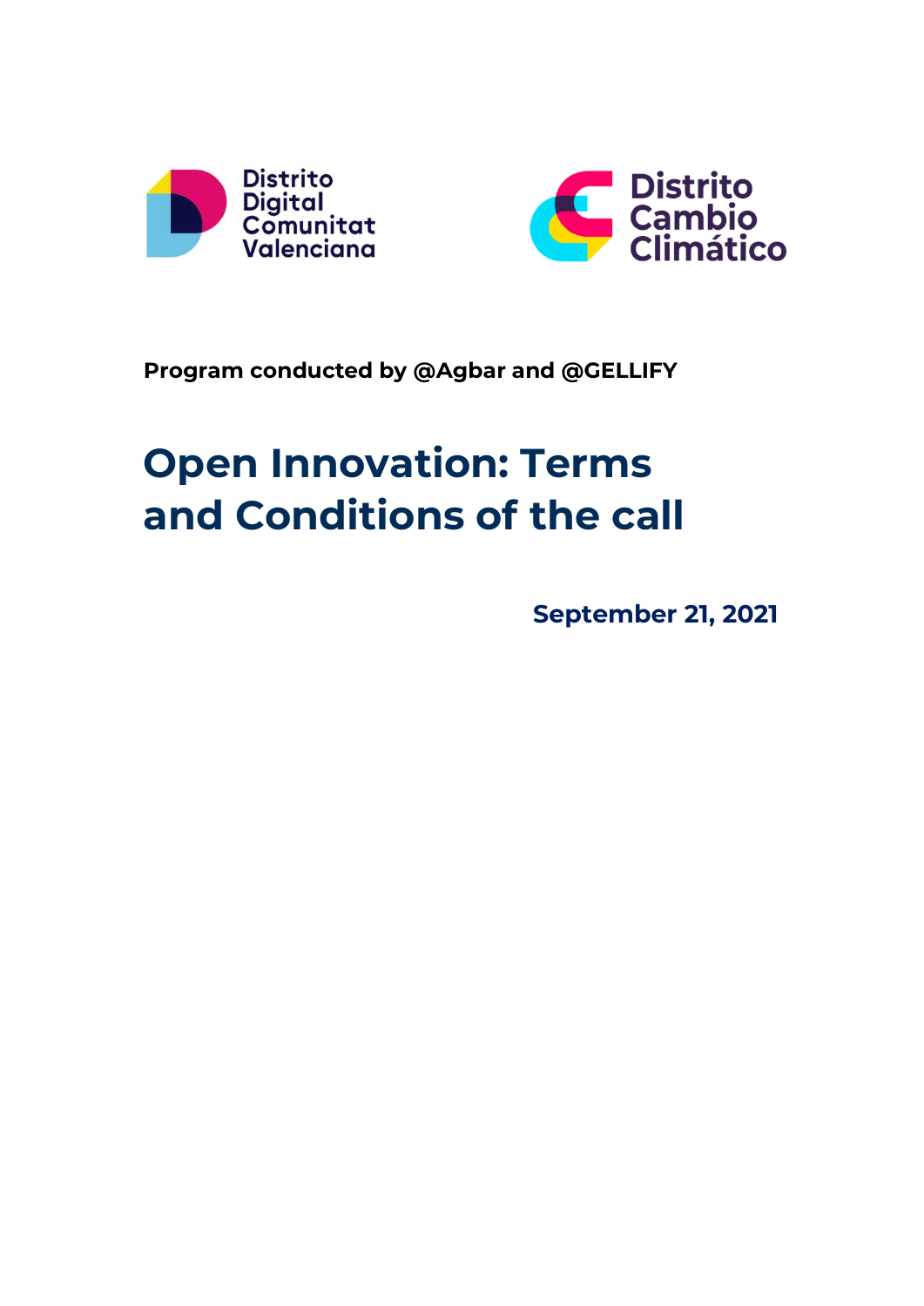Distrito Digital Comunitat Valenciana

Distrito Cambio Climático

**Program conducted by @Agbar and @GELLIFY**

# Open Innovation: Terms and Conditions of the call

**September 21, 2021**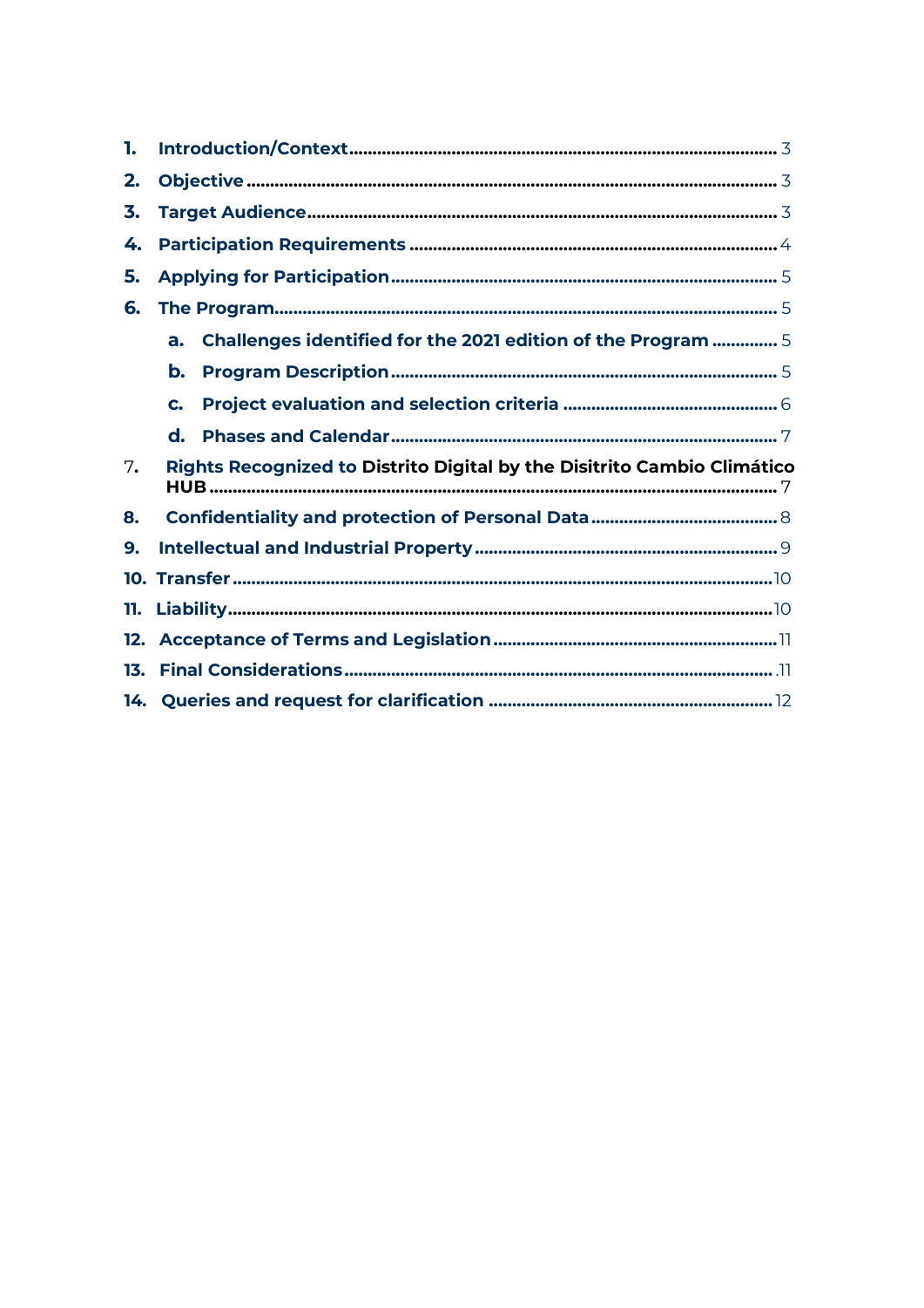1. **Introduction/Context** .......... 3
2. **Objective** .......... 3
3. **Target Audience** .......... 3
4. **Participation Requirements** .......... 4
5. **Applying for Participation** .......... 5
6. **The Program** .......... 5
   a. **Challenges identified for the 2021 edition of the Program** .......... 5
   b. **Program Description** .......... 5
   c. **Project evaluation and selection criteria** .......... 6
   d. **Phases and Calendar** .......... 7
7. **Rights Recognized to Distrito Digital by the Disitrito Cambio Climático HUB** .......... 7
8. **Confidentiality and protection of Personal Data** .......... 8
9. **Intellectual and Industrial Property** .......... 9
10. **Transfer** .......... 10
11. **Liability** .......... 10
12. **Acceptance of Terms and Legislation** .......... 11
13. **Final Considerations** .......... 11
14. **Queries and request for clarification** .......... 12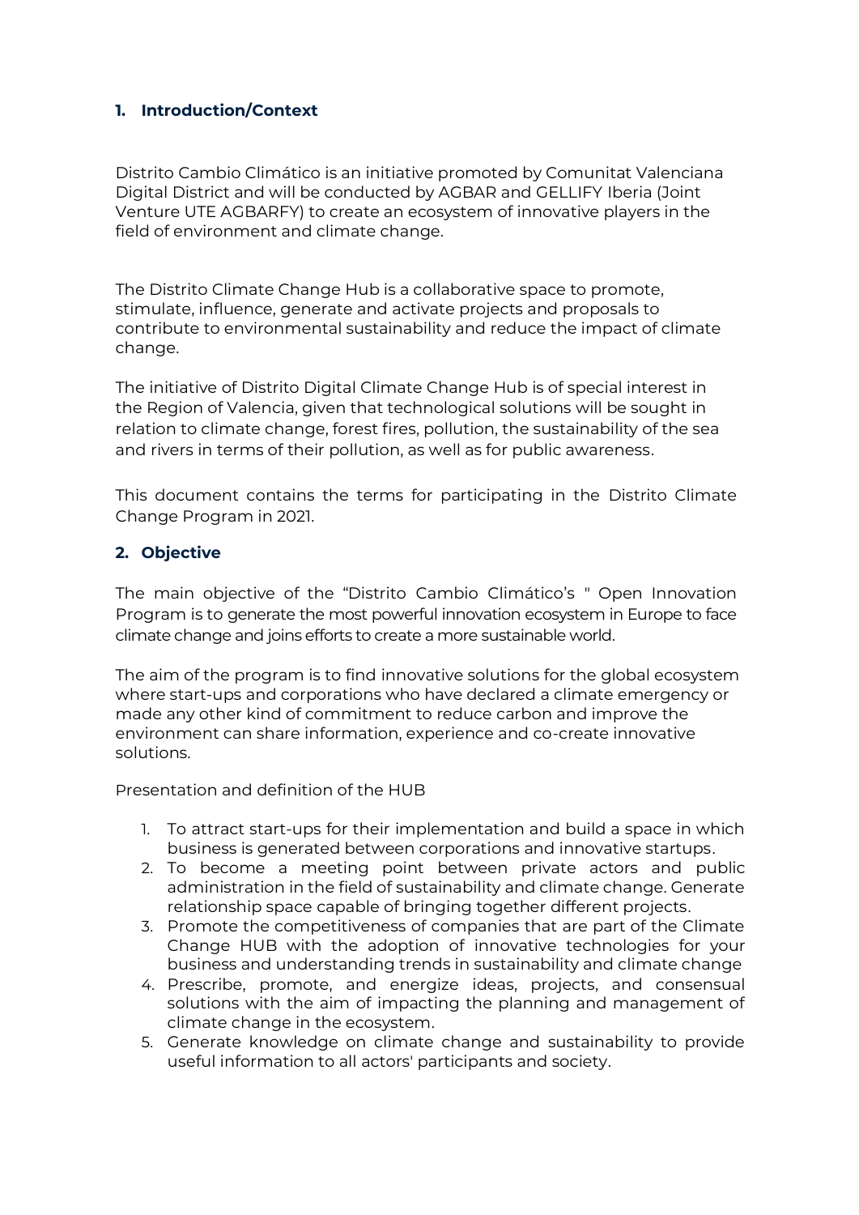## 1. Introduction/Context

Distrito Cambio Climático is an initiative promoted by Comunitat Valenciana Digital District and will be conducted by AGBAR and GELLIFY Iberia (Joint Venture UTE AGBARFY) to create an ecosystem of innovative players in the field of environment and climate change.

The Distrito Climate Change Hub is a collaborative space to promote, stimulate, influence, generate and activate projects and proposals to contribute to environmental sustainability and reduce the impact of climate change.

The initiative of Distrito Digital Climate Change Hub is of special interest in the Region of Valencia, given that technological solutions will be sought in relation to climate change, forest fires, pollution, the sustainability of the sea and rivers in terms of their pollution, as well as for public awareness.

This document contains the terms for participating in the Distrito Climate Change Program in 2021.

## 2. Objective

The main objective of the "Distrito Cambio Climático's " Open Innovation Program is to generate the most powerful innovation ecosystem in Europe to face climate change and joins efforts to create a more sustainable world.

The aim of the program is to find innovative solutions for the global ecosystem where start-ups and corporations who have declared a climate emergency or made any other kind of commitment to reduce carbon and improve the environment can share information, experience and co-create innovative solutions.

Presentation and definition of the HUB

1. To attract start-ups for their implementation and build a space in which business is generated between corporations and innovative startups.
2. To become a meeting point between private actors and public administration in the field of sustainability and climate change. Generate relationship space capable of bringing together different projects.
3. Promote the competitiveness of companies that are part of the Climate Change HUB with the adoption of innovative technologies for your business and understanding trends in sustainability and climate change
4. Prescribe, promote, and energize ideas, projects, and consensual solutions with the aim of impacting the planning and management of climate change in the ecosystem.
5. Generate knowledge on climate change and sustainability to provide useful information to all actors' participants and society.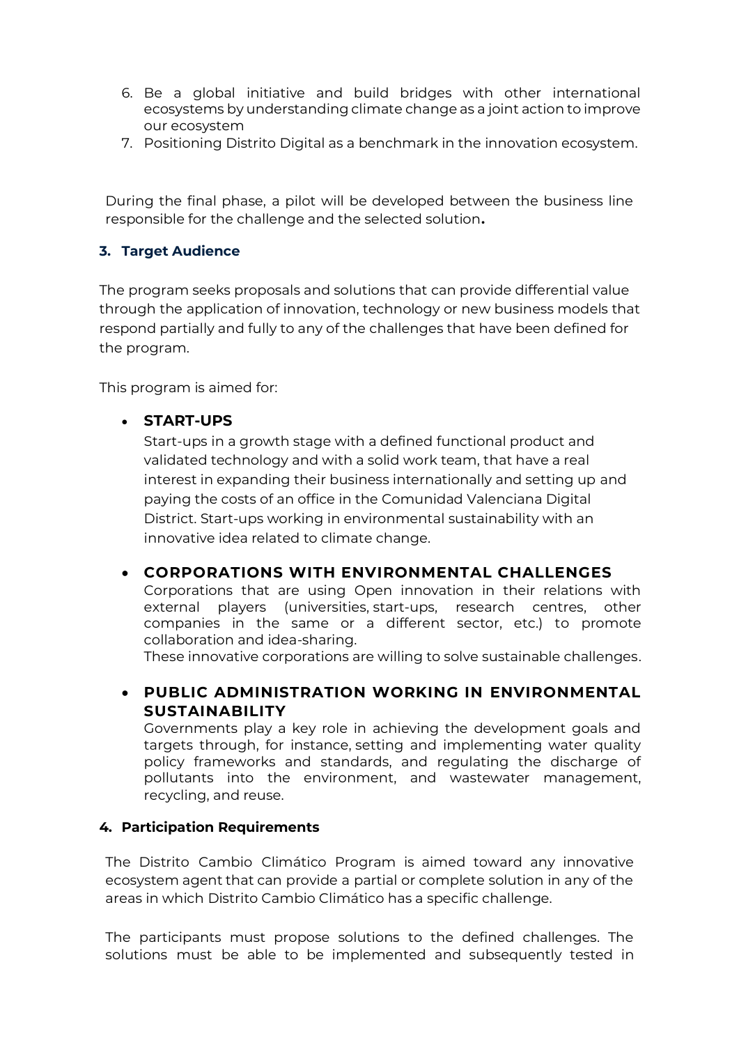6. Be a global initiative and build bridges with other international ecosystems by understanding climate change as a joint action to improve our ecosystem
7. Positioning Distrito Digital as a benchmark in the innovation ecosystem.

During the final phase, a pilot will be developed between the business line responsible for the challenge and the selected solution**.**

### 3. Target Audience

The program seeks proposals and solutions that can provide differential value through the application of innovation, technology or new business models that respond partially and fully to any of the challenges that have been defined for the program.

This program is aimed for:

- **START-UPS**

  Start-ups in a growth stage with a defined functional product and validated technology and with a solid work team, that have a real interest in expanding their business internationally and setting up and paying the costs of an office in the Comunidad Valenciana Digital District. Start-ups working in environmental sustainability with an innovative idea related to climate change.

- **CORPORATIONS WITH ENVIRONMENTAL CHALLENGES**

  Corporations that are using Open innovation in their relations with external players (universities, start-ups, research centres, other companies in the same or a different sector, etc.) to promote collaboration and idea-sharing.

  These innovative corporations are willing to solve sustainable challenges.

- **PUBLIC ADMINISTRATION WORKING IN ENVIRONMENTAL SUSTAINABILITY**

  Governments play a key role in achieving the development goals and targets through, for instance, setting and implementing water quality policy frameworks and standards, and regulating the discharge of pollutants into the environment, and wastewater management, recycling, and reuse.

### 4. Participation Requirements

The Distrito Cambio Climático Program is aimed toward any innovative ecosystem agent that can provide a partial or complete solution in any of the areas in which Distrito Cambio Climático has a specific challenge.

The participants must propose solutions to the defined challenges. The solutions must be able to be implemented and subsequently tested in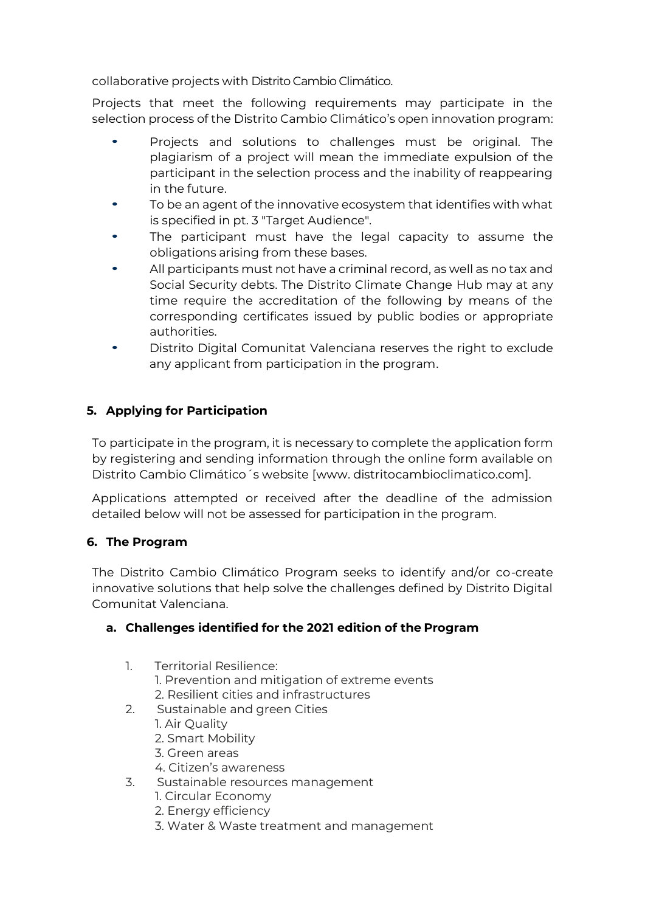collaborative projects with Distrito Cambio Climático.

Projects that meet the following requirements may participate in the selection process of the Distrito Cambio Climático's open innovation program:

- Projects and solutions to challenges must be original. The plagiarism of a project will mean the immediate expulsion of the participant in the selection process and the inability of reappearing in the future.
- To be an agent of the innovative ecosystem that identifies with what is specified in pt. 3 "Target Audience".
- The participant must have the legal capacity to assume the obligations arising from these bases.
- All participants must not have a criminal record, as well as no tax and Social Security debts. The Distrito Climate Change Hub may at any time require the accreditation of the following by means of the corresponding certificates issued by public bodies or appropriate authorities.
- Distrito Digital Comunitat Valenciana reserves the right to exclude any applicant from participation in the program.

## 5. Applying for Participation

To participate in the program, it is necessary to complete the application form by registering and sending information through the online form available on Distrito Cambio Climático´s website [www. distritocambioclimatico.com].

Applications attempted or received after the deadline of the admission detailed below will not be assessed for participation in the program.

## 6. The Program

The Distrito Cambio Climático Program seeks to identify and/or co-create innovative solutions that help solve the challenges defined by Distrito Digital Comunitat Valenciana.

### a. Challenges identified for the 2021 edition of the Program

1. Territorial Resilience:
   1. Prevention and mitigation of extreme events
   2. Resilient cities and infrastructures
2. Sustainable and green Cities
   1. Air Quality
   2. Smart Mobility
   3. Green areas
   4. Citizen's awareness
3. Sustainable resources management
   1. Circular Economy
   2. Energy efficiency
   3. Water & Waste treatment and management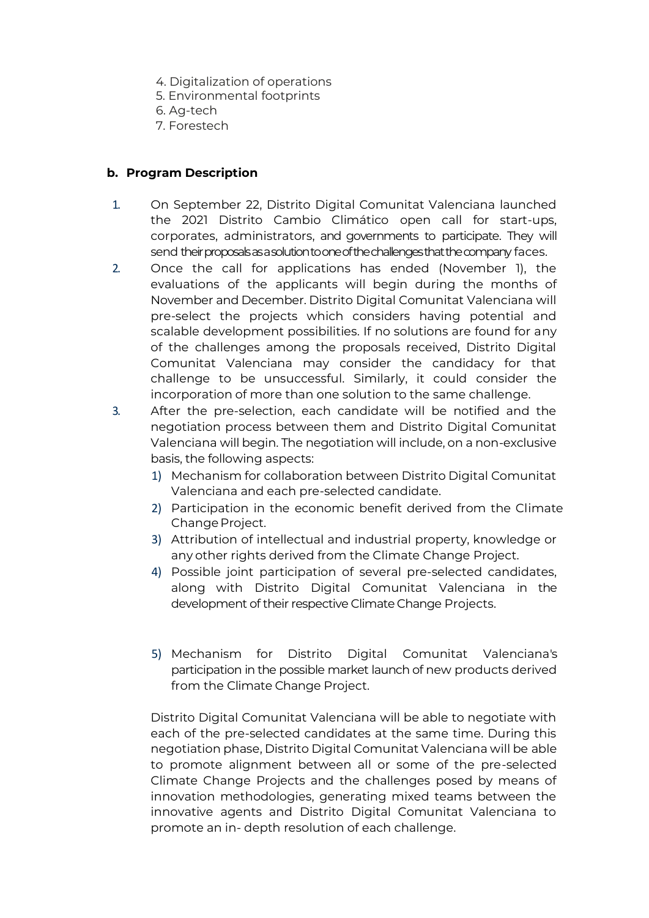4. Digitalization of operations
5. Environmental footprints
6. Ag-tech
7. Forestech

### b. Program Description

1. On September 22, Distrito Digital Comunitat Valenciana launched the 2021 Distrito Cambio Climático open call for start-ups, corporates, administrators, and governments to participate. They will send their proposals as a solution to one of the challenges that the company faces.
2. Once the call for applications has ended (November 1), the evaluations of the applicants will begin during the months of November and December. Distrito Digital Comunitat Valenciana will pre-select the projects which considers having potential and scalable development possibilities. If no solutions are found for any of the challenges among the proposals received, Distrito Digital Comunitat Valenciana may consider the candidacy for that challenge to be unsuccessful. Similarly, it could consider the incorporation of more than one solution to the same challenge.
3. After the pre-selection, each candidate will be notified and the negotiation process between them and Distrito Digital Comunitat Valenciana will begin. The negotiation will include, on a non-exclusive basis, the following aspects:
    1) Mechanism for collaboration between Distrito Digital Comunitat Valenciana and each pre-selected candidate.
    2) Participation in the economic benefit derived from the Climate Change Project.
    3) Attribution of intellectual and industrial property, knowledge or any other rights derived from the Climate Change Project.
    4) Possible joint participation of several pre-selected candidates, along with Distrito Digital Comunitat Valenciana in the development of their respective Climate Change Projects.
    5) Mechanism for Distrito Digital Comunitat Valenciana's participation in the possible market launch of new products derived from the Climate Change Project.

    Distrito Digital Comunitat Valenciana will be able to negotiate with each of the pre-selected candidates at the same time. During this negotiation phase, Distrito Digital Comunitat Valenciana will be able to promote alignment between all or some of the pre-selected Climate Change Projects and the challenges posed by means of innovation methodologies, generating mixed teams between the innovative agents and Distrito Digital Comunitat Valenciana to promote an in- depth resolution of each challenge.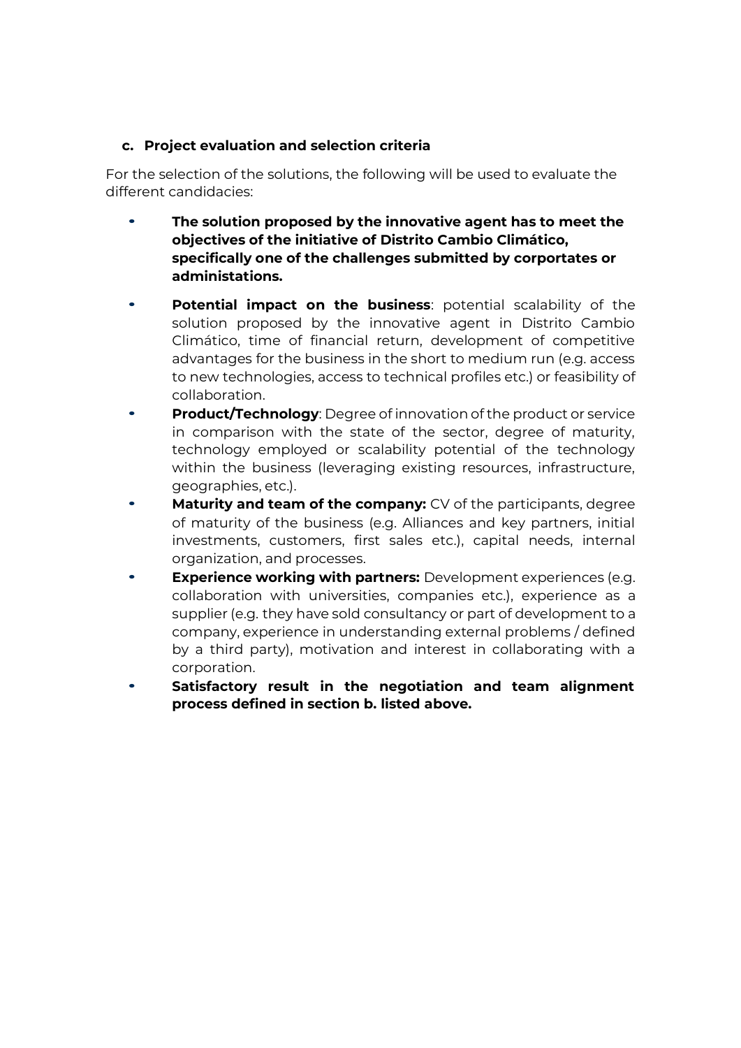### c. Project evaluation and selection criteria

For the selection of the solutions, the following will be used to evaluate the different candidacies:

- **The solution proposed by the innovative agent has to meet the objectives of the initiative of Distrito Cambio Climático, specifically one of the challenges submitted by corportates or administations.**
- **Potential impact on the business**: potential scalability of the solution proposed by the innovative agent in Distrito Cambio Climático, time of financial return, development of competitive advantages for the business in the short to medium run (e.g. access to new technologies, access to technical profiles etc.) or feasibility of collaboration.
- **Product/Technology**: Degree of innovation of the product or service in comparison with the state of the sector, degree of maturity, technology employed or scalability potential of the technology within the business (leveraging existing resources, infrastructure, geographies, etc.).
- **Maturity and team of the company:** CV of the participants, degree of maturity of the business (e.g. Alliances and key partners, initial investments, customers, first sales etc.), capital needs, internal organization, and processes.
- **Experience working with partners:** Development experiences (e.g. collaboration with universities, companies etc.), experience as a supplier (e.g. they have sold consultancy or part of development to a company, experience in understanding external problems / defined by a third party), motivation and interest in collaborating with a corporation.
- **Satisfactory result in the negotiation and team alignment process defined in section b. listed above.**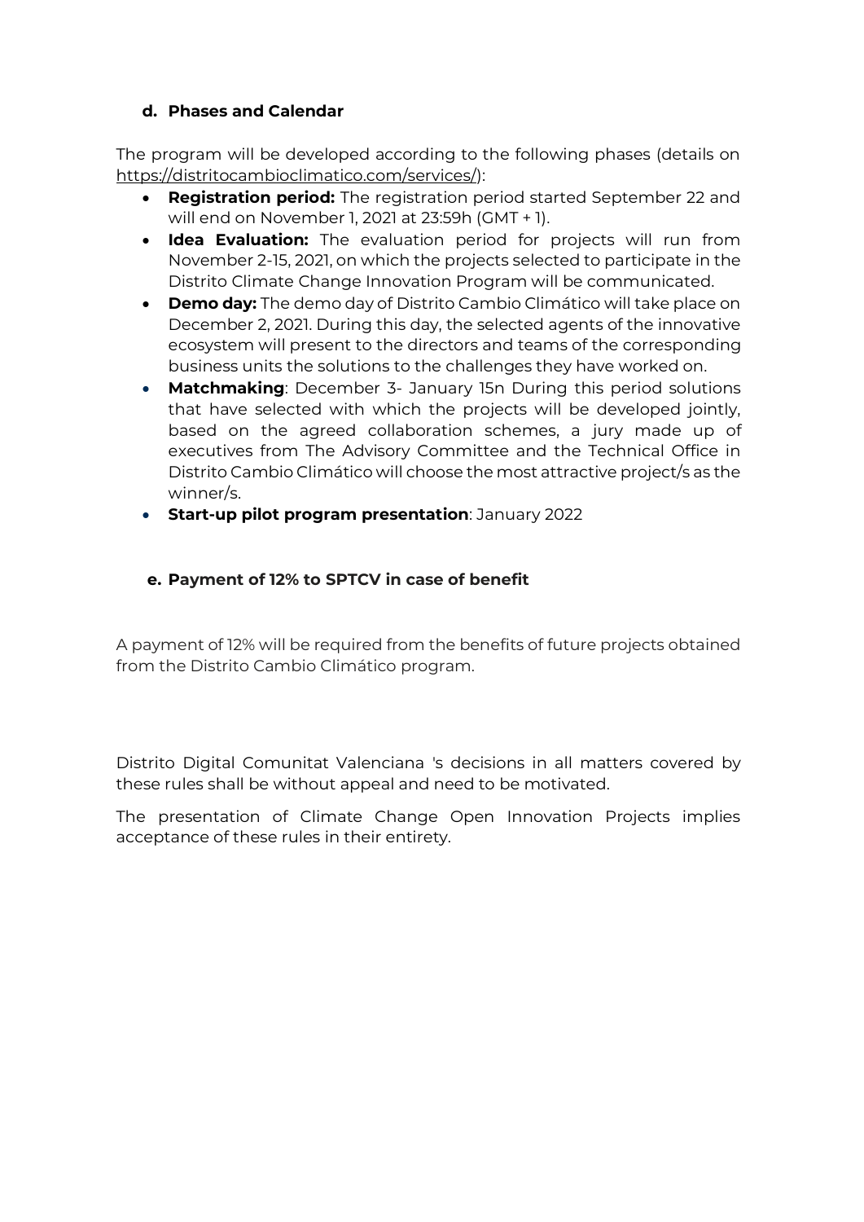### d. Phases and Calendar

The program will be developed according to the following phases (details on https://distritocambioclimatico.com/services/):

- **Registration period:** The registration period started September 22 and will end on November 1, 2021 at 23:59h (GMT + 1).
- **Idea Evaluation:** The evaluation period for projects will run from November 2-15, 2021, on which the projects selected to participate in the Distrito Climate Change Innovation Program will be communicated.
- **Demo day:** The demo day of Distrito Cambio Climático will take place on December 2, 2021. During this day, the selected agents of the innovative ecosystem will present to the directors and teams of the corresponding business units the solutions to the challenges they have worked on.
- **Matchmaking**: December 3- January 15n During this period solutions that have selected with which the projects will be developed jointly, based on the agreed collaboration schemes, a jury made up of executives from The Advisory Committee and the Technical Office in Distrito Cambio Climático will choose the most attractive project/s as the winner/s.
- **Start-up pilot program presentation**: January 2022

### e. Payment of 12% to SPTCV in case of benefit

A payment of 12% will be required from the benefits of future projects obtained from the Distrito Cambio Climático program.

Distrito Digital Comunitat Valenciana 's decisions in all matters covered by these rules shall be without appeal and need to be motivated.

The presentation of Climate Change Open Innovation Projects implies acceptance of these rules in their entirety.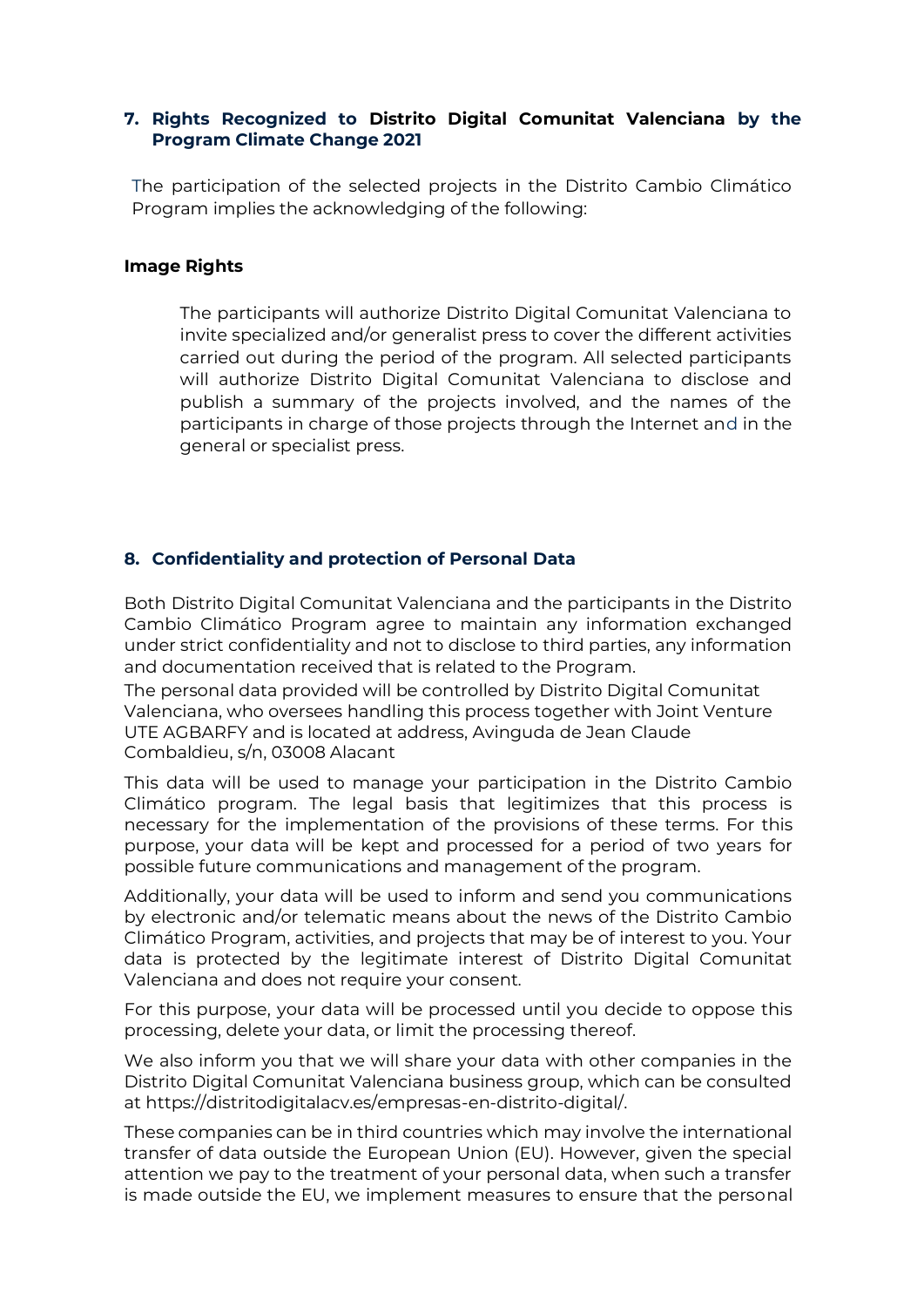## 7. Rights Recognized to Distrito Digital Comunitat Valenciana by the Program Climate Change 2021

The participation of the selected projects in the Distrito Cambio Climático Program implies the acknowledging of the following:

### Image Rights

The participants will authorize Distrito Digital Comunitat Valenciana to invite specialized and/or generalist press to cover the different activities carried out during the period of the program. All selected participants will authorize Distrito Digital Comunitat Valenciana to disclose and publish a summary of the projects involved, and the names of the participants in charge of those projects through the Internet and in the general or specialist press.

## 8. Confidentiality and protection of Personal Data

Both Distrito Digital Comunitat Valenciana and the participants in the Distrito Cambio Climático Program agree to maintain any information exchanged under strict confidentiality and not to disclose to third parties, any information and documentation received that is related to the Program.

The personal data provided will be controlled by Distrito Digital Comunitat Valenciana, who oversees handling this process together with Joint Venture UTE AGBARFY and is located at address, Avinguda de Jean Claude Combaldieu, s/n, 03008 Alacant

This data will be used to manage your participation in the Distrito Cambio Climático program. The legal basis that legitimizes that this process is necessary for the implementation of the provisions of these terms. For this purpose, your data will be kept and processed for a period of two years for possible future communications and management of the program.

Additionally, your data will be used to inform and send you communications by electronic and/or telematic means about the news of the Distrito Cambio Climático Program, activities, and projects that may be of interest to you. Your data is protected by the legitimate interest of Distrito Digital Comunitat Valenciana and does not require your consent.

For this purpose, your data will be processed until you decide to oppose this processing, delete your data, or limit the processing thereof.

We also inform you that we will share your data with other companies in the Distrito Digital Comunitat Valenciana business group, which can be consulted at https://distritodigitalacv.es/empresas-en-distrito-digital/.

These companies can be in third countries which may involve the international transfer of data outside the European Union (EU). However, given the special attention we pay to the treatment of your personal data, when such a transfer is made outside the EU, we implement measures to ensure that the personal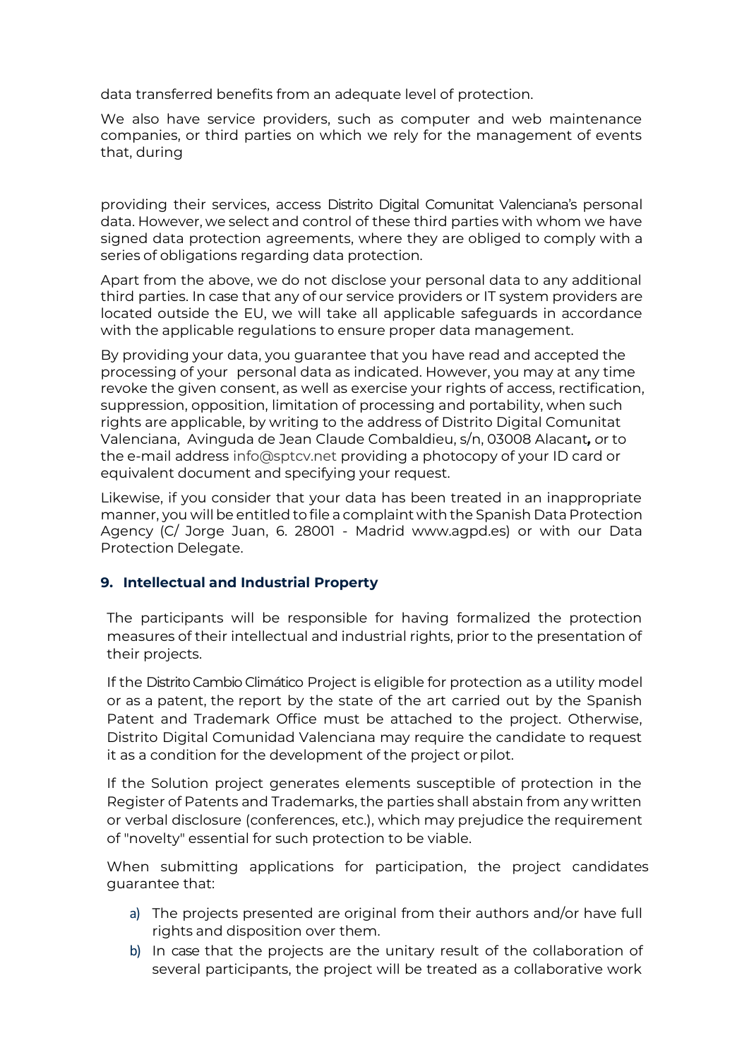data transferred benefits from an adequate level of protection.

We also have service providers, such as computer and web maintenance companies, or third parties on which we rely for the management of events that, during

providing their services, access Distrito Digital Comunitat Valenciana's personal data. However, we select and control of these third parties with whom we have signed data protection agreements, where they are obliged to comply with a series of obligations regarding data protection.

Apart from the above, we do not disclose your personal data to any additional third parties. In case that any of our service providers or IT system providers are located outside the EU, we will take all applicable safeguards in accordance with the applicable regulations to ensure proper data management.

By providing your data, you guarantee that you have read and accepted the processing of your personal data as indicated. However, you may at any time revoke the given consent, as well as exercise your rights of access, rectification, suppression, opposition, limitation of processing and portability, when such rights are applicable, by writing to the address of Distrito Digital Comunitat Valenciana, Avinguda de Jean Claude Combaldieu, s/n, 03008 Alacant*, o*r to the e-mail address info@sptcv.net providing a photocopy of your ID card or equivalent document and specifying your request.

Likewise, if you consider that your data has been treated in an inappropriate manner, you will be entitled to file a complaint with the Spanish Data Protection Agency (C/ Jorge Juan, 6. 28001 - Madrid www.agpd.es) or with our Data Protection Delegate.

## 9. Intellectual and Industrial Property

The participants will be responsible for having formalized the protection measures of their intellectual and industrial rights, prior to the presentation of their projects.

If the Distrito Cambio Climático Project is eligible for protection as a utility model or as a patent, the report by the state of the art carried out by the Spanish Patent and Trademark Office must be attached to the project. Otherwise, Distrito Digital Comunidad Valenciana may require the candidate to request it as a condition for the development of the project or pilot.

If the Solution project generates elements susceptible of protection in the Register of Patents and Trademarks, the parties shall abstain from any written or verbal disclosure (conferences, etc.), which may prejudice the requirement of "novelty" essential for such protection to be viable.

When submitting applications for participation, the project candidates guarantee that:

a) The projects presented are original from their authors and/or have full rights and disposition over them.
b) In case that the projects are the unitary result of the collaboration of several participants, the project will be treated as a collaborative work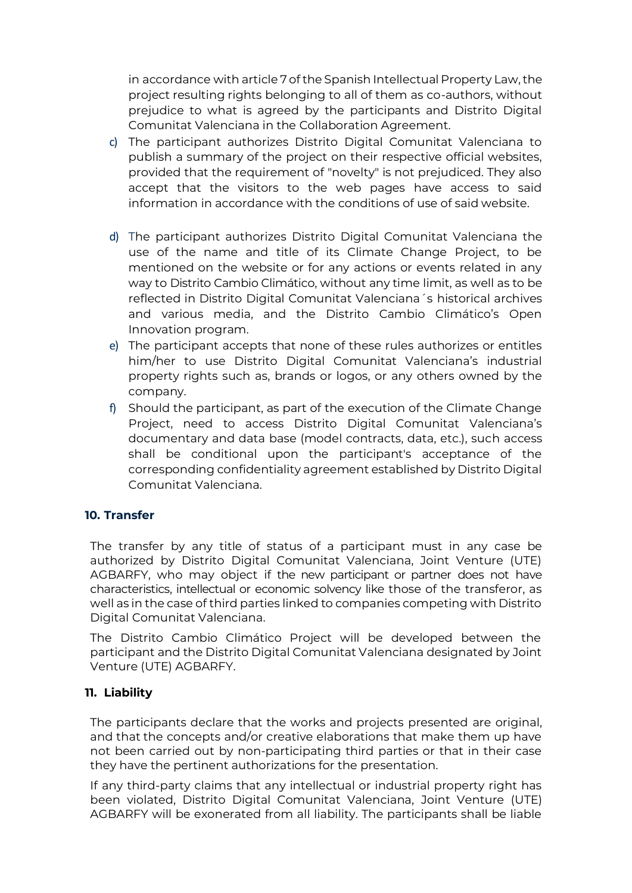in accordance with article 7 of the Spanish Intellectual Property Law, the project resulting rights belonging to all of them as co-authors, without prejudice to what is agreed by the participants and Distrito Digital Comunitat Valenciana in the Collaboration Agreement.

c) The participant authorizes Distrito Digital Comunitat Valenciana to publish a summary of the project on their respective official websites, provided that the requirement of "novelty" is not prejudiced. They also accept that the visitors to the web pages have access to said information in accordance with the conditions of use of said website.

d) The participant authorizes Distrito Digital Comunitat Valenciana the use of the name and title of its Climate Change Project, to be mentioned on the website or for any actions or events related in any way to Distrito Cambio Climático, without any time limit, as well as to be reflected in Distrito Digital Comunitat Valenciana´s historical archives and various media, and the Distrito Cambio Climático's Open Innovation program.

e) The participant accepts that none of these rules authorizes or entitles him/her to use Distrito Digital Comunitat Valenciana's industrial property rights such as, brands or logos, or any others owned by the company.

f) Should the participant, as part of the execution of the Climate Change Project, need to access Distrito Digital Comunitat Valenciana's documentary and data base (model contracts, data, etc.), such access shall be conditional upon the participant's acceptance of the corresponding confidentiality agreement established by Distrito Digital Comunitat Valenciana.

## 10. Transfer

The transfer by any title of status of a participant must in any case be authorized by Distrito Digital Comunitat Valenciana, Joint Venture (UTE) AGBARFY, who may object if the new participant or partner does not have characteristics, intellectual or economic solvency like those of the transferor, as well as in the case of third parties linked to companies competing with Distrito Digital Comunitat Valenciana.

The Distrito Cambio Climático Project will be developed between the participant and the Distrito Digital Comunitat Valenciana designated by Joint Venture (UTE) AGBARFY.

## 11. Liability

The participants declare that the works and projects presented are original, and that the concepts and/or creative elaborations that make them up have not been carried out by non-participating third parties or that in their case they have the pertinent authorizations for the presentation.

If any third-party claims that any intellectual or industrial property right has been violated, Distrito Digital Comunitat Valenciana, Joint Venture (UTE) AGBARFY will be exonerated from all liability. The participants shall be liable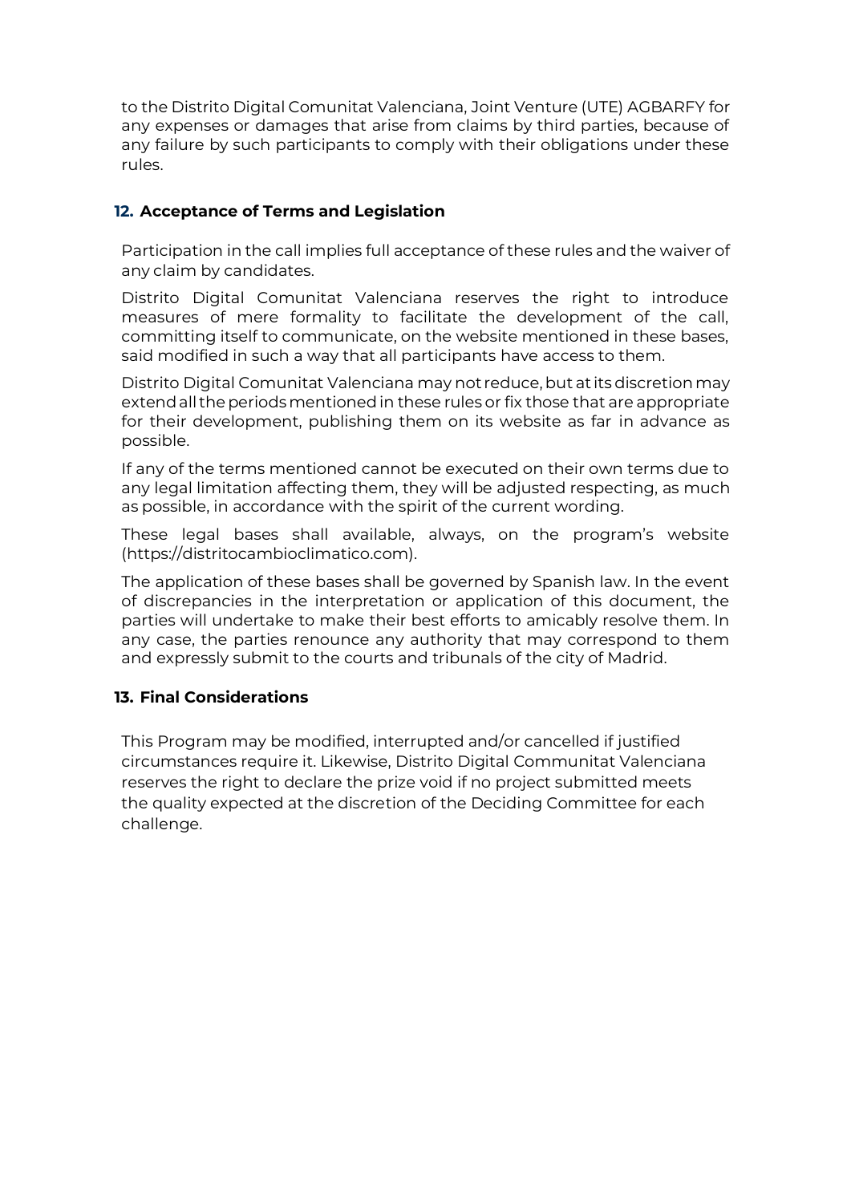to the Distrito Digital Comunitat Valenciana, Joint Venture (UTE) AGBARFY for any expenses or damages that arise from claims by third parties, because of any failure by such participants to comply with their obligations under these rules.

## 12. Acceptance of Terms and Legislation

Participation in the call implies full acceptance of these rules and the waiver of any claim by candidates.

Distrito Digital Comunitat Valenciana reserves the right to introduce measures of mere formality to facilitate the development of the call, committing itself to communicate, on the website mentioned in these bases, said modified in such a way that all participants have access to them.

Distrito Digital Comunitat Valenciana may not reduce, but at its discretion may extend all the periods mentioned in these rules or fix those that are appropriate for their development, publishing them on its website as far in advance as possible.

If any of the terms mentioned cannot be executed on their own terms due to any legal limitation affecting them, they will be adjusted respecting, as much as possible, in accordance with the spirit of the current wording.

These legal bases shall available, always, on the program's website (https://distritocambioclimatico.com).

The application of these bases shall be governed by Spanish law. In the event of discrepancies in the interpretation or application of this document, the parties will undertake to make their best efforts to amicably resolve them. In any case, the parties renounce any authority that may correspond to them and expressly submit to the courts and tribunals of the city of Madrid.

## 13. Final Considerations

This Program may be modified, interrupted and/or cancelled if justified circumstances require it. Likewise, Distrito Digital Communitat Valenciana reserves the right to declare the prize void if no project submitted meets the quality expected at the discretion of the Deciding Committee for each challenge.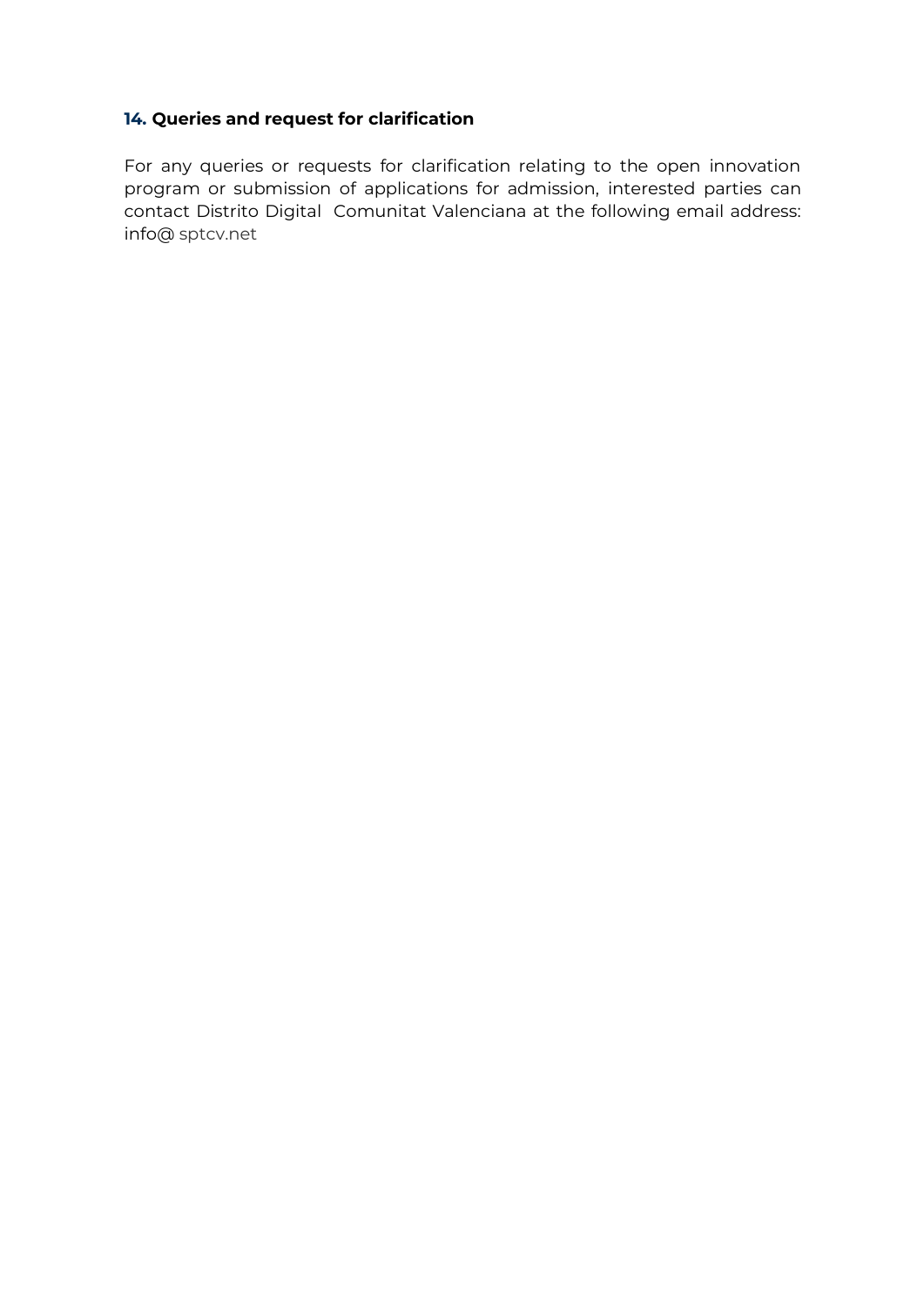## 14. Queries and request for clarification

For any queries or requests for clarification relating to the open innovation program or submission of applications for admission, interested parties can contact Distrito Digital Comunitat Valenciana at the following email address: info@ sptcv.net